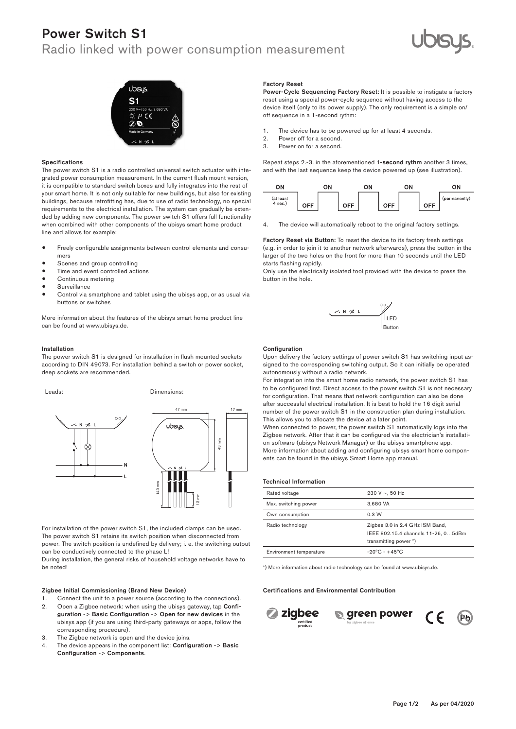# Power Switch S1

Radio linked with power consumption measurement

### Specifications

The power switch S1 is a radio controlled universal switch actuator with integrated power consumption measurement. In the current flush mount version, it is compatible to standard switch boxes and fully integrates into the rest of your smart home. It is not only suitable for new buildings, but also for existing buildings, because retrofitting has, due to use of radio technology, no special requirements to the electrical installation. The system can gradually be extended by adding new components. The power switch S1 offers full functionality when combined with other components of the ubisys smart home product line and allows for example:

- Freely configurable assignments between control elements and consumers
- Scenes and group controlling
- Time and event controlled actions
- Continuous metering
- Surveillance
- Control via smartphone and tablet using the ubisys app, or as usual via buttons or switches

More information about the features of the ubisys smart home product line can be found at www.ubisys.de.

### Installation

The power switch S1 is designed for installation in flush mounted sockets according to DIN 49073. For installation behind a switch or power socket, deep sockets are recommended.

Leads: Dimensions:

For installation of the power switch S1, the included clamps can be used. The power switch S1 retains its switch position when disconnected from power. The switch position is undefined by delivery; i. e. the switching output can be conductively connected to the phase L!

During installation, the general risks of household voltage networks have to be noted!

### Zigbee Initial Commissioning (Brand New Device)

1. Connect the unit to a power source (according to the connections).
2. Open a Zigbee network: when using the ubisys gateway, tap **Configuration** -> **Basic Configuration** -> **Open for new devices** in the ubisys app (if you are using third-party gateways or apps, follow the corresponding procedure).
3. The Zigbee network is open and the device joins.
4. The device appears in the component list: **Configuration** -> **Basic Configuration** -> **Components**.

### Factory Reset

**Power-Cycle Sequencing Factory Reset:** It is possible to instigate a factory reset using a special power-cycle sequence without having access to the device itself (only to its power supply). The only requirement is a simple on/off sequence in a 1-second rythm:

1. The device has to be powered up for at least 4 seconds.
2. Power off for a second.
3. Power on for a second.

Repeat steps 2.-3. in the aforementioned **1-second rythm** another 3 times, and with the last sequence keep the device powered up (see illustration).

4. The device will automatically reboot to the original factory settings.

**Factory Reset via Button:** To reset the device to its factory fresh settings (e.g. in order to join it to another network afterwards), press the button in the larger of the two holes on the front for more than 10 seconds until the LED starts flashing rapidly.

Only use the electrically isolated tool provided with the device to press the button in the hole.

### Configuration

Upon delivery the factory settings of power switch S1 has switching input assigned to the corresponding switching output. So it can initially be operated autonomously without a radio network.

For integration into the smart home radio network, the power switch S1 has to be configured first. Direct access to the power switch S1 is not necessary for configuration. That means that network configuration can also be done after successful electrical installation. It is best to hold the 16 digit serial number of the power switch S1 in the construction plan during installation. This allows you to allocate the device at a later point.

When connected to power, the power switch S1 automatically logs into the Zigbee network. After that it can be configured via the electrician's installation software (ubisys Network Manager) or the ubisys smartphone app. More information about adding and configuring ubisys smart home components can be found in the ubisys Smart Home app manual.

### Technical Information

| | |
|---|---|
| Rated voltage | 230 V ~, 50 Hz |
| Max. switching power | 3,680 VA |
| Own consumption | 0.3 W |
| Radio technology | Zigbee 3.0 in 2.4 GHz ISM Band, IEEE 802.15.4 channels 11-26, 0…5dBm transmitting power *) |
| Environment temperature | -20°C - +45°C |

*) More information about radio technology can be found at www.ubisys.de.

### Certifications and Environmental Contribution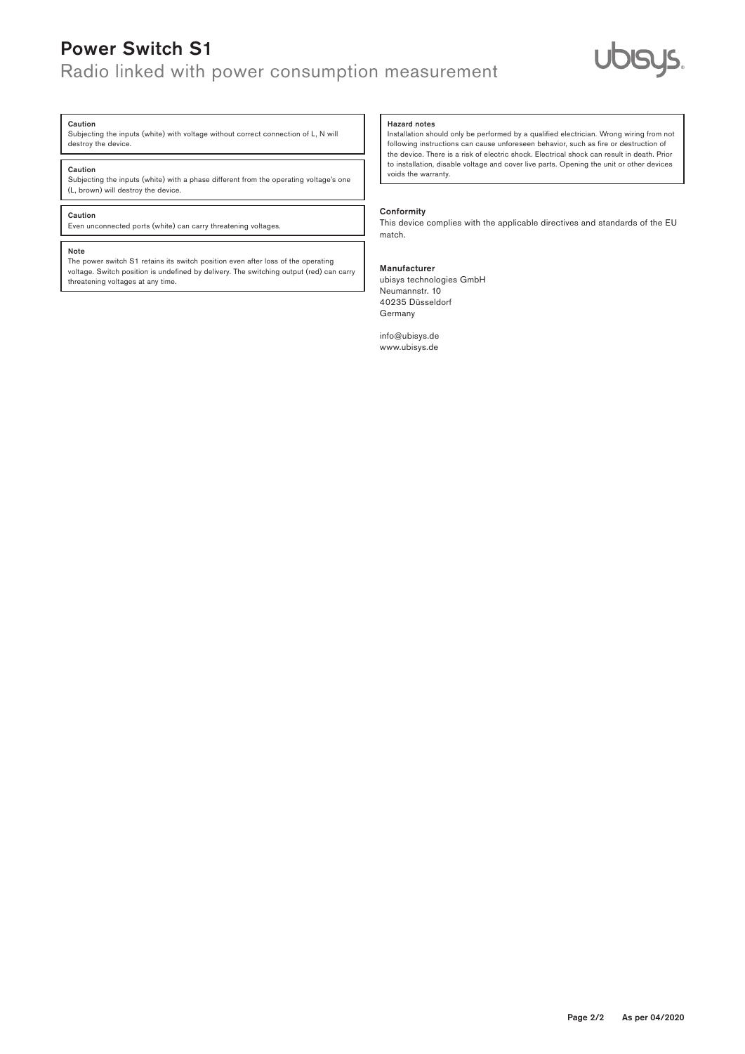# Power Switch S1

## Radio linked with power consumption measurement

**Caution**
Subjecting the inputs (white) with voltage without correct connection of L, N will destroy the device.

**Caution**
Subjecting the inputs (white) with a phase different from the operating voltage's one (L, brown) will destroy the device.

**Caution**
Even unconnected ports (white) can carry threatening voltages.

**Note**
The power switch S1 retains its switch position even after loss of the operating voltage. Switch position is undefined by delivery. The switching output (red) can carry threatening voltages at any time.

**Hazard notes**
Installation should only be performed by a qualified electrician. Wrong wiring from not following instructions can cause unforeseen behavior, such as fire or destruction of the device. There is a risk of electric shock. Electrical shock can result in death. Prior to installation, disable voltage and cover live parts. Opening the unit or other devices voids the warranty.

### Conformity

This device complies with the applicable directives and standards of the EU match.

### Manufacturer

ubisys technologies GmbH
Neumannstr. 10
40235 Düsseldorf
Germany

info@ubisys.de
www.ubisys.de

As per 04/2020